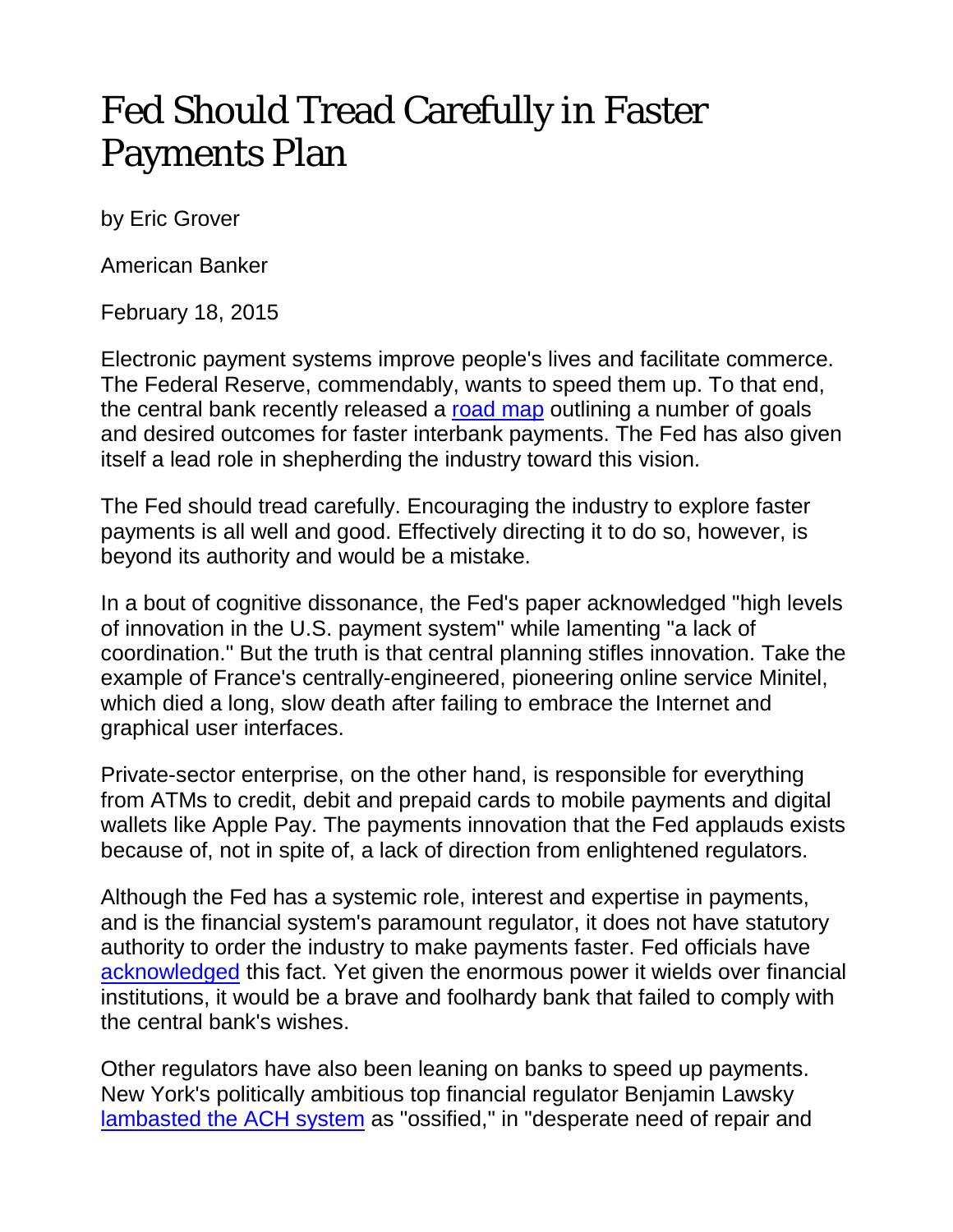# Fed Should Tread Carefully in Faster Payments Plan

by Eric Grover

American Banker

February 18, 2015

Electronic payment systems improve people's lives and facilitate commerce. The Federal Reserve, commendably, wants to speed them up. To that end, the central bank recently released a [road map](road map) outlining a number of goals and desired outcomes for faster interbank payments. The Fed has also given itself a lead role in shepherding the industry toward this vision.

The Fed should tread carefully. Encouraging the industry to explore faster payments is all well and good. Effectively directing it to do so, however, is beyond its authority and would be a mistake.

In a bout of cognitive dissonance, the Fed's paper acknowledged "high levels of innovation in the U.S. payment system" while lamenting "a lack of coordination." But the truth is that central planning stifles innovation. Take the example of France's centrally-engineered, pioneering online service Minitel, which died a long, slow death after failing to embrace the Internet and graphical user interfaces.

Private-sector enterprise, on the other hand, is responsible for everything from ATMs to credit, debit and prepaid cards to mobile payments and digital wallets like Apple Pay. The payments innovation that the Fed applauds exists because of, not in spite of, a lack of direction from enlightened regulators.

Although the Fed has a systemic role, interest and expertise in payments, and is the financial system's paramount regulator, it does not have statutory authority to order the industry to make payments faster. Fed officials have [acknowledged](acknowledged) this fact. Yet given the enormous power it wields over financial institutions, it would be a brave and foolhardy bank that failed to comply with the central bank's wishes.

Other regulators have also been leaning on banks to speed up payments. New York's politically ambitious top financial regulator Benjamin Lawsky [lambasted the ACH system](lambasted the ACH system) as "ossified," in "desperate need of repair and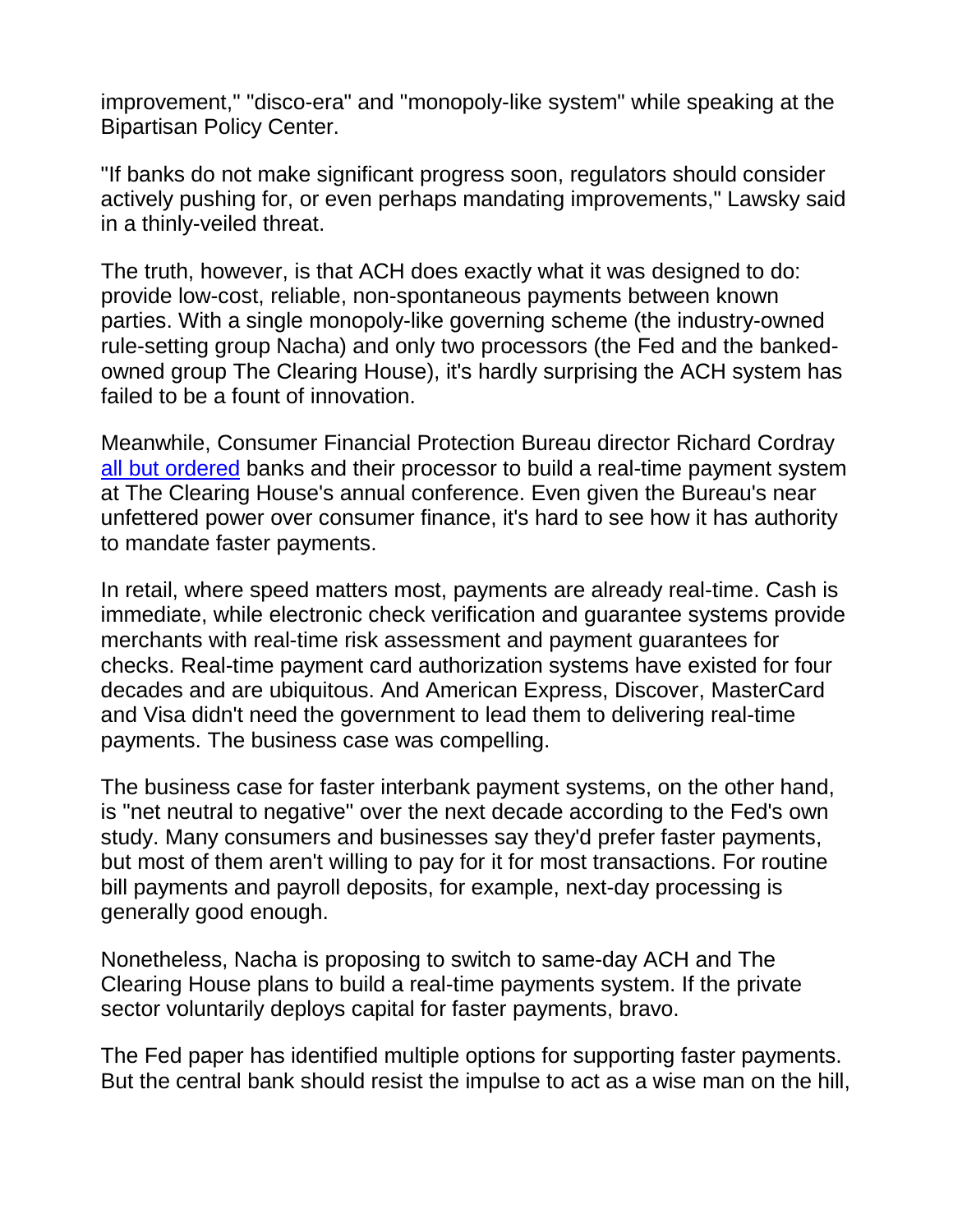improvement," "disco-era" and "monopoly-like system" while speaking at the Bipartisan Policy Center.

"If banks do not make significant progress soon, regulators should consider actively pushing for, or even perhaps mandating improvements," Lawsky said in a thinly-veiled threat.

The truth, however, is that ACH does exactly what it was designed to do: provide low-cost, reliable, non-spontaneous payments between known parties. With a single monopoly-like governing scheme (the industry-owned rule-setting group Nacha) and only two processors (the Fed and the banked-owned group The Clearing House), it's hardly surprising the ACH system has failed to be a fount of innovation.

Meanwhile, Consumer Financial Protection Bureau director Richard Cordray all but ordered banks and their processor to build a real-time payment system at The Clearing House's annual conference. Even given the Bureau's near unfettered power over consumer finance, it's hard to see how it has authority to mandate faster payments.

In retail, where speed matters most, payments are already real-time. Cash is immediate, while electronic check verification and guarantee systems provide merchants with real-time risk assessment and payment guarantees for checks. Real-time payment card authorization systems have existed for four decades and are ubiquitous. And American Express, Discover, MasterCard and Visa didn't need the government to lead them to delivering real-time payments. The business case was compelling.

The business case for faster interbank payment systems, on the other hand, is "net neutral to negative" over the next decade according to the Fed's own study. Many consumers and businesses say they'd prefer faster payments, but most of them aren't willing to pay for it for most transactions. For routine bill payments and payroll deposits, for example, next-day processing is generally good enough.

Nonetheless, Nacha is proposing to switch to same-day ACH and The Clearing House plans to build a real-time payments system. If the private sector voluntarily deploys capital for faster payments, bravo.

The Fed paper has identified multiple options for supporting faster payments. But the central bank should resist the impulse to act as a wise man on the hill,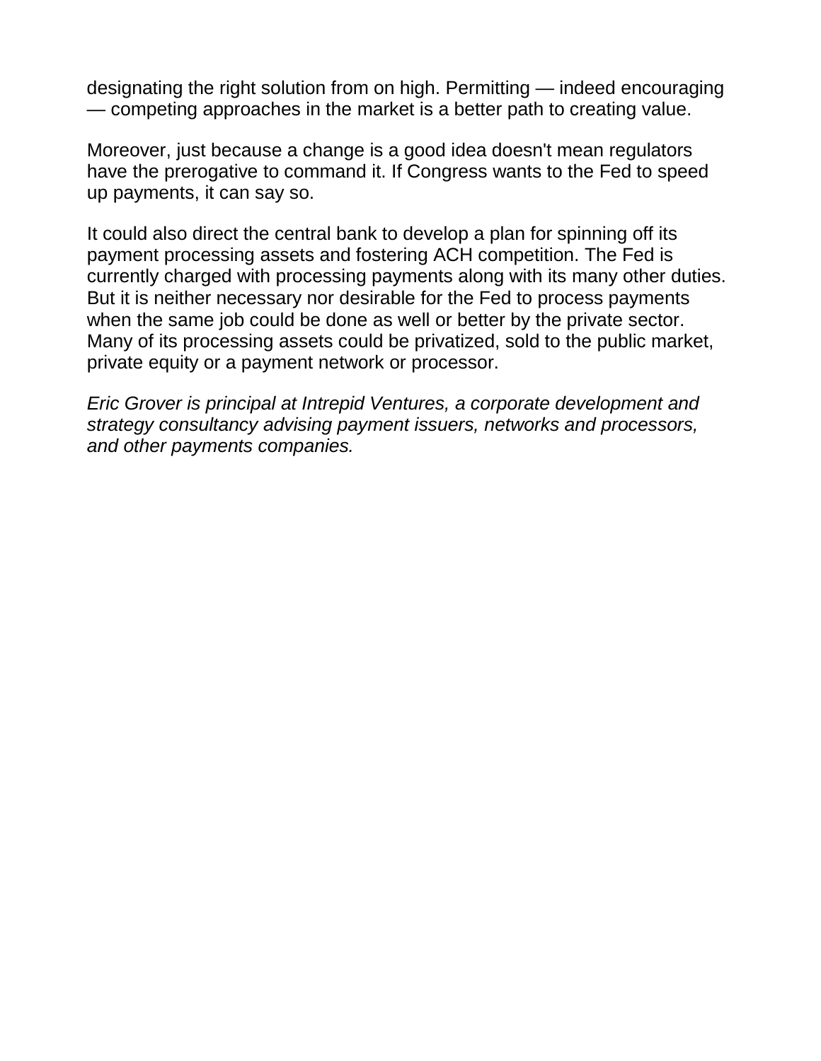designating the right solution from on high. Permitting — indeed encouraging — competing approaches in the market is a better path to creating value.

Moreover, just because a change is a good idea doesn't mean regulators have the prerogative to command it. If Congress wants to the Fed to speed up payments, it can say so.

It could also direct the central bank to develop a plan for spinning off its payment processing assets and fostering ACH competition. The Fed is currently charged with processing payments along with its many other duties. But it is neither necessary nor desirable for the Fed to process payments when the same job could be done as well or better by the private sector. Many of its processing assets could be privatized, sold to the public market, private equity or a payment network or processor.

*Eric Grover is principal at Intrepid Ventures, a corporate development and strategy consultancy advising payment issuers, networks and processors, and other payments companies.*